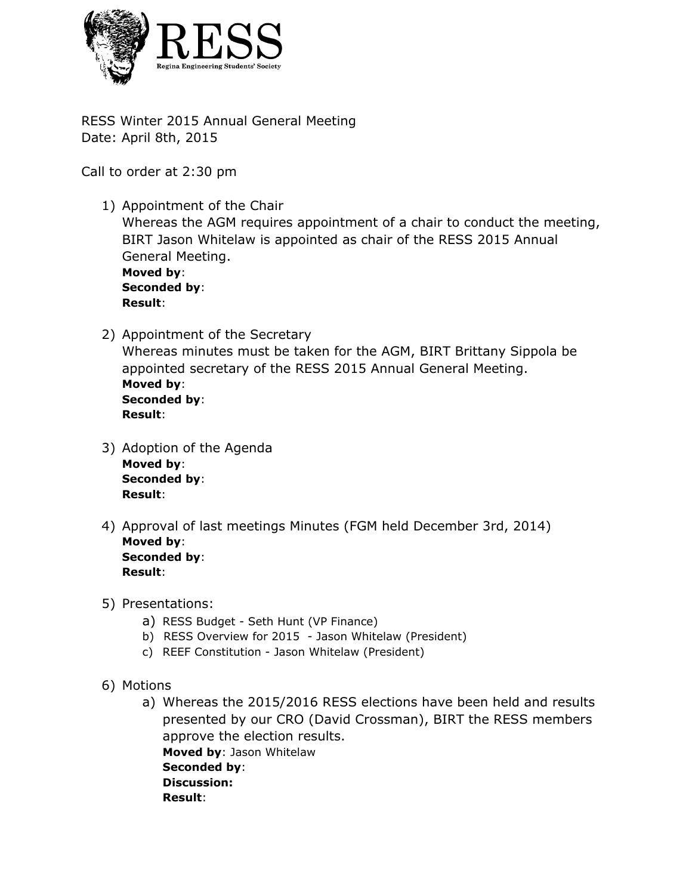RESS

Regina Engineering Students' Society

RESS Winter 2015 Annual General Meeting
Date: April 8th, 2015

Call to order at 2:30 pm

1) Appointment of the Chair
   Whereas the AGM requires appointment of a chair to conduct the meeting, BIRT Jason Whitelaw is appointed as chair of the RESS 2015 Annual General Meeting.
   **Moved by**:
   **Seconded by**:
   **Result**:

2) Appointment of the Secretary
   Whereas minutes must be taken for the AGM, BIRT Brittany Sippola be appointed secretary of the RESS 2015 Annual General Meeting.
   **Moved by**:
   **Seconded by**:
   **Result**:

3) Adoption of the Agenda
   **Moved by**:
   **Seconded by**:
   **Result**:

4) Approval of last meetings Minutes (FGM held December 3rd, 2014)
   **Moved by**:
   **Seconded by**:
   **Result**:

5) Presentations:
   a) RESS Budget - Seth Hunt (VP Finance)
   b) RESS Overview for 2015 - Jason Whitelaw (President)
   c) REEF Constitution - Jason Whitelaw (President)

6) Motions
   a) Whereas the 2015/2016 RESS elections have been held and results presented by our CRO (David Crossman), BIRT the RESS members approve the election results.
      **Moved by**: Jason Whitelaw
      **Seconded by**:
      **Discussion:**
      **Result**: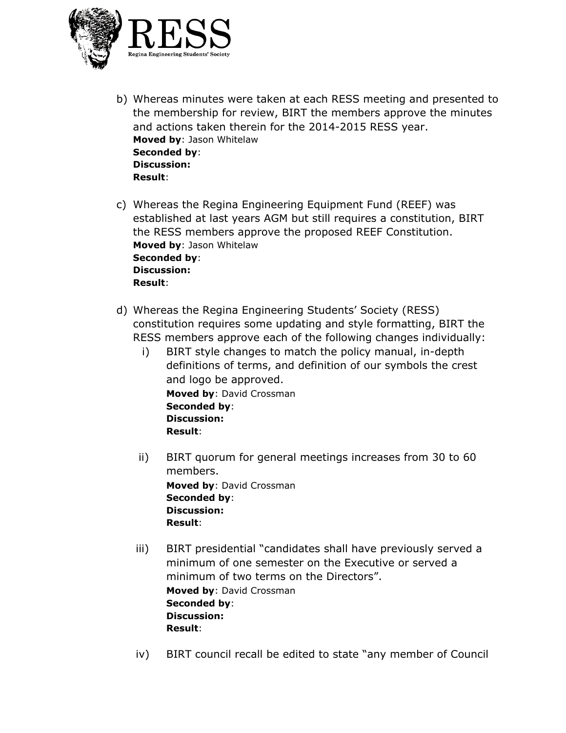b) Whereas minutes were taken at each RESS meeting and presented to the membership for review, BIRT the members approve the minutes and actions taken therein for the 2014-2015 RESS year.
**Moved by**: Jason Whitelaw
**Seconded by**:
**Discussion:**
**Result**:

c) Whereas the Regina Engineering Equipment Fund (REEF) was established at last years AGM but still requires a constitution, BIRT the RESS members approve the proposed REEF Constitution.
**Moved by**: Jason Whitelaw
**Seconded by**:
**Discussion:**
**Result**:

d) Whereas the Regina Engineering Students' Society (RESS) constitution requires some updating and style formatting, BIRT the RESS members approve each of the following changes individually:

   i) BIRT style changes to match the policy manual, in-depth definitions of terms, and definition of our symbols the crest and logo be approved.
   **Moved by**: David Crossman
   **Seconded by**:
   **Discussion:**
   **Result**:

   ii) BIRT quorum for general meetings increases from 30 to 60 members.
   **Moved by**: David Crossman
   **Seconded by**:
   **Discussion:**
   **Result**:

   iii) BIRT presidential "candidates shall have previously served a minimum of one semester on the Executive or served a minimum of two terms on the Directors".
   **Moved by**: David Crossman
   **Seconded by**:
   **Discussion:**
   **Result**:

   iv) BIRT council recall be edited to state "any member of Council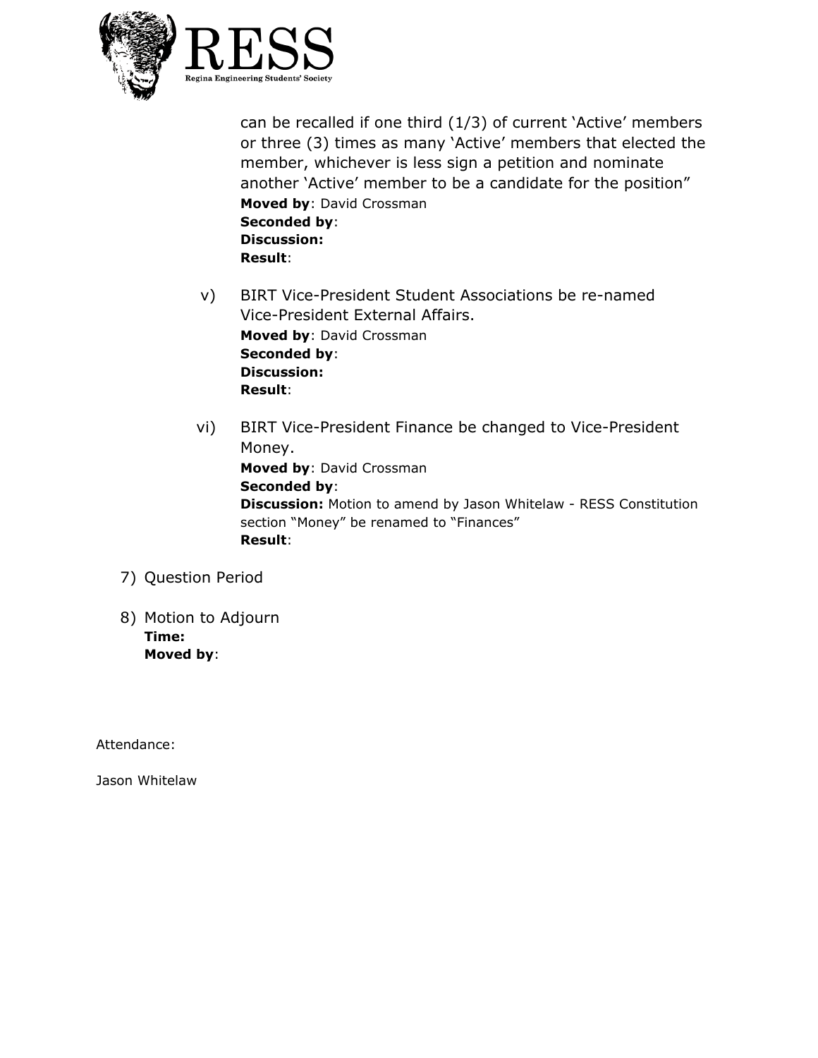can be recalled if one third (1/3) of current 'Active' members or three (3) times as many 'Active' members that elected the member, whichever is less sign a petition and nominate another 'Active' member to be a candidate for the position"
**Moved by**: David Crossman
**Seconded by**:
**Discussion:**
**Result**:

v) BIRT Vice-President Student Associations be re-named Vice-President External Affairs.
**Moved by**: David Crossman
**Seconded by**:
**Discussion:**
**Result**:

vi) BIRT Vice-President Finance be changed to Vice-President Money.
**Moved by**: David Crossman
**Seconded by**:
**Discussion:** Motion to amend by Jason Whitelaw - RESS Constitution section "Money" be renamed to "Finances"
**Result**:

7) Question Period

8) Motion to Adjourn
**Time:**
**Moved by**:

Attendance:

Jason Whitelaw